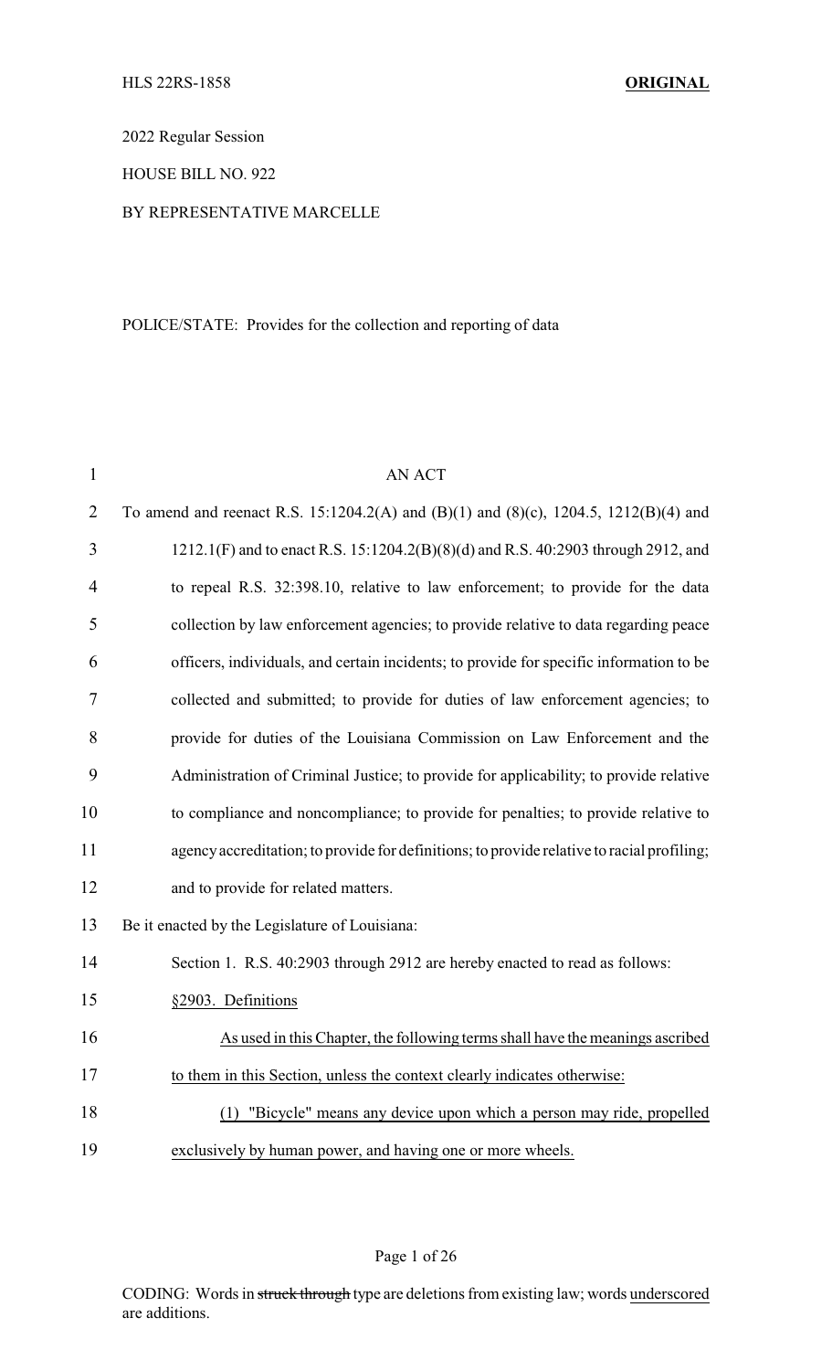HLS 22RS-1858 **ORIGINAL**

2022 Regular Session

HOUSE BILL NO. 922

BY REPRESENTATIVE MARCELLE

POLICE/STATE: Provides for the collection and reporting of data

AN ACT

To amend and reenact R.S. 15:1204.2(A) and (B)(1) and (8)(c), 1204.5, 1212(B)(4) and 1212.1(F) and to enact R.S. 15:1204.2(B)(8)(d) and R.S. 40:2903 through 2912, and to repeal R.S. 32:398.10, relative to law enforcement; to provide for the data collection by law enforcement agencies; to provide relative to data regarding peace officers, individuals, and certain incidents; to provide for specific information to be collected and submitted; to provide for duties of law enforcement agencies; to provide for duties of the Louisiana Commission on Law Enforcement and the Administration of Criminal Justice; to provide for applicability; to provide relative to compliance and noncompliance; to provide for penalties; to provide relative to agency accreditation; to provide for definitions; to provide relative to racial profiling; and to provide for related matters.

Be it enacted by the Legislature of Louisiana:

Section 1. R.S. 40:2903 through 2912 are hereby enacted to read as follows:

§2903. Definitions

As used in this Chapter, the following terms shall have the meanings ascribed to them in this Section, unless the context clearly indicates otherwise:

(1) "Bicycle" means any device upon which a person may ride, propelled exclusively by human power, and having one or more wheels.

CODING: Words in ~~struck through~~ type are deletions from existing law; words underscored are additions.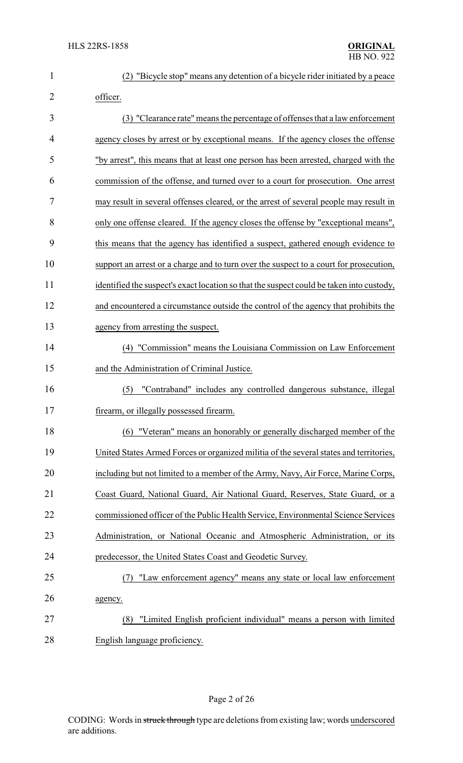(2) "Bicycle stop" means any detention of a bicycle rider initiated by a peace officer.

(3) "Clearance rate" means the percentage of offenses that a law enforcement agency closes by arrest or by exceptional means. If the agency closes the offense "by arrest", this means that at least one person has been arrested, charged with the commission of the offense, and turned over to a court for prosecution. One arrest may result in several offenses cleared, or the arrest of several people may result in only one offense cleared. If the agency closes the offense by "exceptional means", this means that the agency has identified a suspect, gathered enough evidence to support an arrest or a charge and to turn over the suspect to a court for prosecution, identified the suspect's exact location so that the suspect could be taken into custody, and encountered a circumstance outside the control of the agency that prohibits the agency from arresting the suspect.

(4) "Commission" means the Louisiana Commission on Law Enforcement and the Administration of Criminal Justice.

(5) "Contraband" includes any controlled dangerous substance, illegal firearm, or illegally possessed firearm.

(6) "Veteran" means an honorably or generally discharged member of the United States Armed Forces or organized militia of the several states and territories, including but not limited to a member of the Army, Navy, Air Force, Marine Corps, Coast Guard, National Guard, Air National Guard, Reserves, State Guard, or a commissioned officer of the Public Health Service, Environmental Science Services Administration, or National Oceanic and Atmospheric Administration, or its predecessor, the United States Coast and Geodetic Survey.

(7) "Law enforcement agency" means any state or local law enforcement agency.

(8) "Limited English proficient individual" means a person with limited English language proficiency.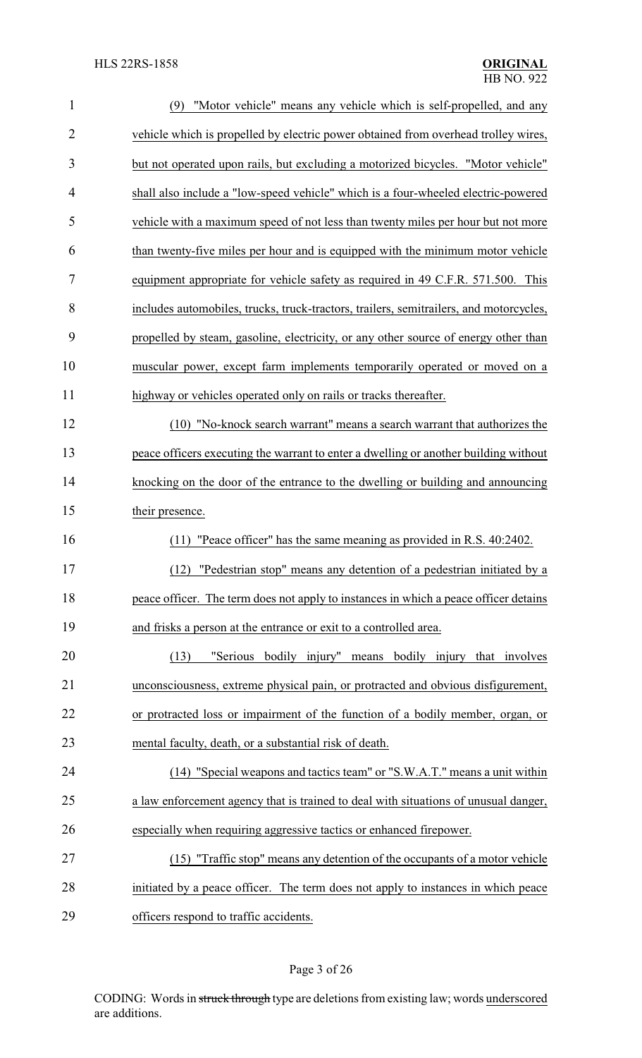(9) "Motor vehicle" means any vehicle which is self-propelled, and any vehicle which is propelled by electric power obtained from overhead trolley wires, but not operated upon rails, but excluding a motorized bicycles. "Motor vehicle" shall also include a "low-speed vehicle" which is a four-wheeled electric-powered vehicle with a maximum speed of not less than twenty miles per hour but not more than twenty-five miles per hour and is equipped with the minimum motor vehicle equipment appropriate for vehicle safety as required in 49 C.F.R. 571.500. This includes automobiles, trucks, truck-tractors, trailers, semitrailers, and motorcycles, propelled by steam, gasoline, electricity, or any other source of energy other than muscular power, except farm implements temporarily operated or moved on a highway or vehicles operated only on rails or tracks thereafter.

(10) "No-knock search warrant" means a search warrant that authorizes the peace officers executing the warrant to enter a dwelling or another building without knocking on the door of the entrance to the dwelling or building and announcing their presence.

(11) "Peace officer" has the same meaning as provided in R.S. 40:2402.

(12) "Pedestrian stop" means any detention of a pedestrian initiated by a peace officer. The term does not apply to instances in which a peace officer detains and frisks a person at the entrance or exit to a controlled area.

(13) "Serious bodily injury" means bodily injury that involves unconsciousness, extreme physical pain, or protracted and obvious disfigurement, or protracted loss or impairment of the function of a bodily member, organ, or mental faculty, death, or a substantial risk of death.

(14) "Special weapons and tactics team" or "S.W.A.T." means a unit within a law enforcement agency that is trained to deal with situations of unusual danger, especially when requiring aggressive tactics or enhanced firepower.

(15) "Traffic stop" means any detention of the occupants of a motor vehicle initiated by a peace officer. The term does not apply to instances in which peace officers respond to traffic accidents.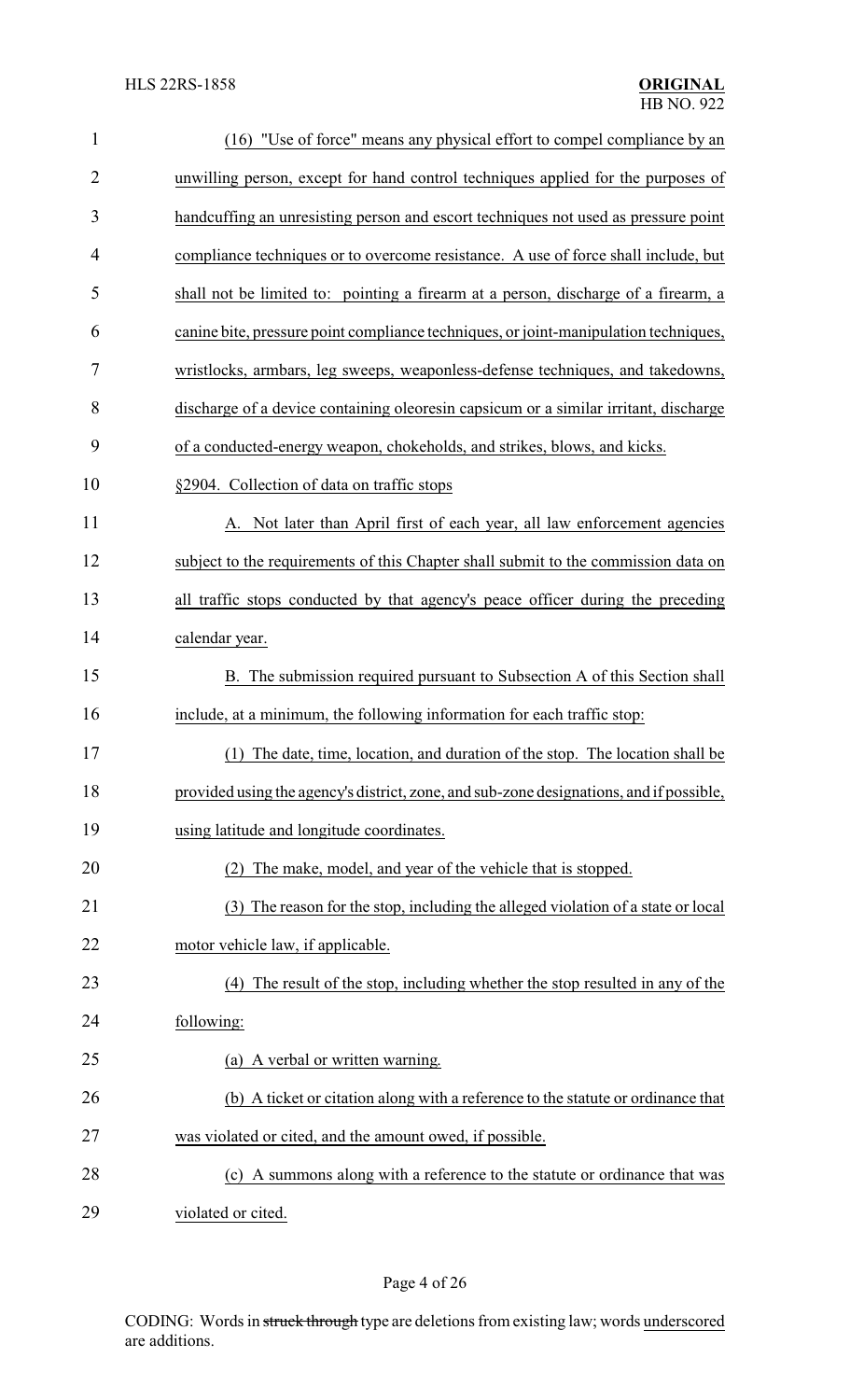(16) "Use of force" means any physical effort to compel compliance by an unwilling person, except for hand control techniques applied for the purposes of handcuffing an unresisting person and escort techniques not used as pressure point compliance techniques or to overcome resistance. A use of force shall include, but shall not be limited to: pointing a firearm at a person, discharge of a firearm, a canine bite, pressure point compliance techniques, or joint-manipulation techniques, wristlocks, armbars, leg sweeps, weaponless-defense techniques, and takedowns, discharge of a device containing oleoresin capsicum or a similar irritant, discharge of a conducted-energy weapon, chokeholds, and strikes, blows, and kicks.

§2904. Collection of data on traffic stops

A. Not later than April first of each year, all law enforcement agencies subject to the requirements of this Chapter shall submit to the commission data on all traffic stops conducted by that agency's peace officer during the preceding calendar year.

B. The submission required pursuant to Subsection A of this Section shall include, at a minimum, the following information for each traffic stop:

(1) The date, time, location, and duration of the stop. The location shall be provided using the agency's district, zone, and sub-zone designations, and if possible, using latitude and longitude coordinates.

(2) The make, model, and year of the vehicle that is stopped.

(3) The reason for the stop, including the alleged violation of a state or local motor vehicle law, if applicable.

(4) The result of the stop, including whether the stop resulted in any of the following:

(a) A verbal or written warning.

(b) A ticket or citation along with a reference to the statute or ordinance that was violated or cited, and the amount owed, if possible.

(c) A summons along with a reference to the statute or ordinance that was violated or cited.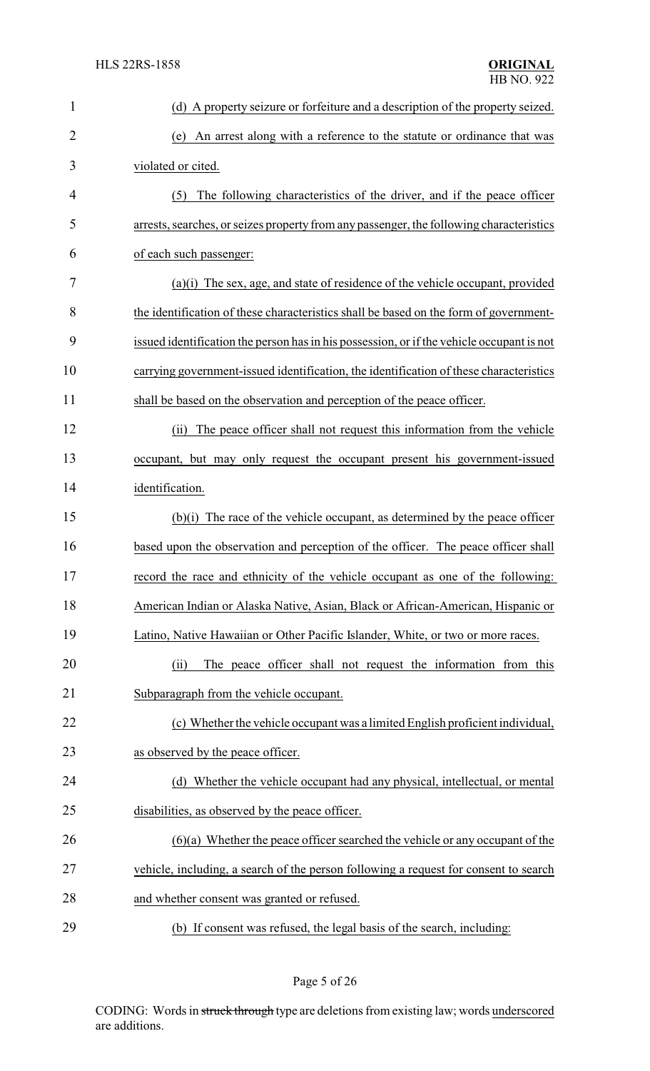(d) A property seizure or forfeiture and a description of the property seized.

(e) An arrest along with a reference to the statute or ordinance that was violated or cited.

(5) The following characteristics of the driver, and if the peace officer arrests, searches, or seizes property from any passenger, the following characteristics of each such passenger:

(a)(i) The sex, age, and state of residence of the vehicle occupant, provided the identification of these characteristics shall be based on the form of government-issued identification the person has in his possession, or if the vehicle occupant is not carrying government-issued identification, the identification of these characteristics shall be based on the observation and perception of the peace officer.

(ii) The peace officer shall not request this information from the vehicle occupant, but may only request the occupant present his government-issued identification.

(b)(i) The race of the vehicle occupant, as determined by the peace officer based upon the observation and perception of the officer. The peace officer shall record the race and ethnicity of the vehicle occupant as one of the following: American Indian or Alaska Native, Asian, Black or African-American, Hispanic or Latino, Native Hawaiian or Other Pacific Islander, White, or two or more races.

(ii) The peace officer shall not request the information from this Subparagraph from the vehicle occupant.

(c) Whether the vehicle occupant was a limited English proficient individual, as observed by the peace officer.

(d) Whether the vehicle occupant had any physical, intellectual, or mental disabilities, as observed by the peace officer.

(6)(a) Whether the peace officer searched the vehicle or any occupant of the vehicle, including, a search of the person following a request for consent to search and whether consent was granted or refused.

(b) If consent was refused, the legal basis of the search, including: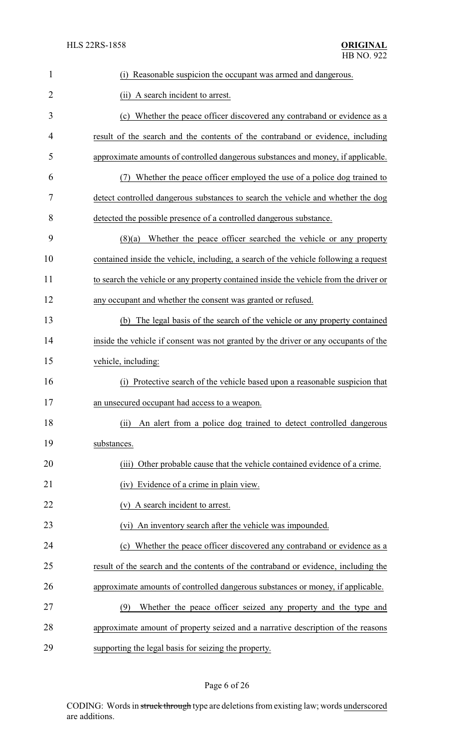(i) Reasonable suspicion the occupant was armed and dangerous.

(ii) A search incident to arrest.

(c) Whether the peace officer discovered any contraband or evidence as a result of the search and the contents of the contraband or evidence, including approximate amounts of controlled dangerous substances and money, if applicable.

(7) Whether the peace officer employed the use of a police dog trained to detect controlled dangerous substances to search the vehicle and whether the dog detected the possible presence of a controlled dangerous substance.

(8)(a) Whether the peace officer searched the vehicle or any property contained inside the vehicle, including, a search of the vehicle following a request to search the vehicle or any property contained inside the vehicle from the driver or any occupant and whether the consent was granted or refused.

(b) The legal basis of the search of the vehicle or any property contained inside the vehicle if consent was not granted by the driver or any occupants of the vehicle, including:

(i) Protective search of the vehicle based upon a reasonable suspicion that an unsecured occupant had access to a weapon.

(ii) An alert from a police dog trained to detect controlled dangerous substances.

(iii) Other probable cause that the vehicle contained evidence of a crime.

(iv) Evidence of a crime in plain view.

(v) A search incident to arrest.

(vi) An inventory search after the vehicle was impounded.

(c) Whether the peace officer discovered any contraband or evidence as a result of the search and the contents of the contraband or evidence, including the approximate amounts of controlled dangerous substances or money, if applicable.

(9) Whether the peace officer seized any property and the type and approximate amount of property seized and a narrative description of the reasons supporting the legal basis for seizing the property.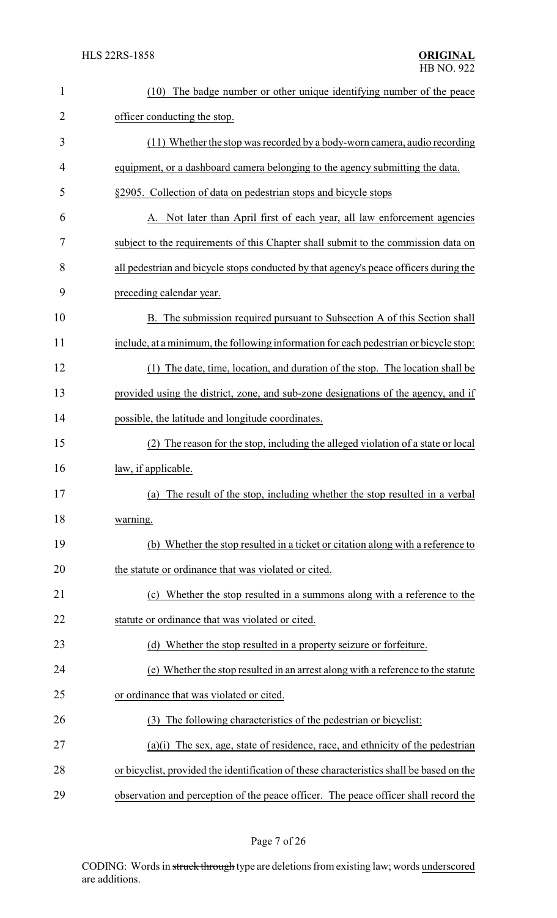(10) The badge number or other unique identifying number of the peace officer conducting the stop.

(11) Whether the stop was recorded by a body-worn camera, audio recording equipment, or a dashboard camera belonging to the agency submitting the data.

§2905. Collection of data on pedestrian stops and bicycle stops

A. Not later than April first of each year, all law enforcement agencies subject to the requirements of this Chapter shall submit to the commission data on all pedestrian and bicycle stops conducted by that agency's peace officers during the preceding calendar year.

B. The submission required pursuant to Subsection A of this Section shall include, at a minimum, the following information for each pedestrian or bicycle stop:

(1) The date, time, location, and duration of the stop. The location shall be provided using the district, zone, and sub-zone designations of the agency, and if possible, the latitude and longitude coordinates.

(2) The reason for the stop, including the alleged violation of a state or local law, if applicable.

(a) The result of the stop, including whether the stop resulted in a verbal warning.

(b) Whether the stop resulted in a ticket or citation along with a reference to the statute or ordinance that was violated or cited.

(c) Whether the stop resulted in a summons along with a reference to the statute or ordinance that was violated or cited.

(d) Whether the stop resulted in a property seizure or forfeiture.

(e) Whether the stop resulted in an arrest along with a reference to the statute or ordinance that was violated or cited.

(3) The following characteristics of the pedestrian or bicyclist:

(a)(i) The sex, age, state of residence, race, and ethnicity of the pedestrian or bicyclist, provided the identification of these characteristics shall be based on the observation and perception of the peace officer. The peace officer shall record the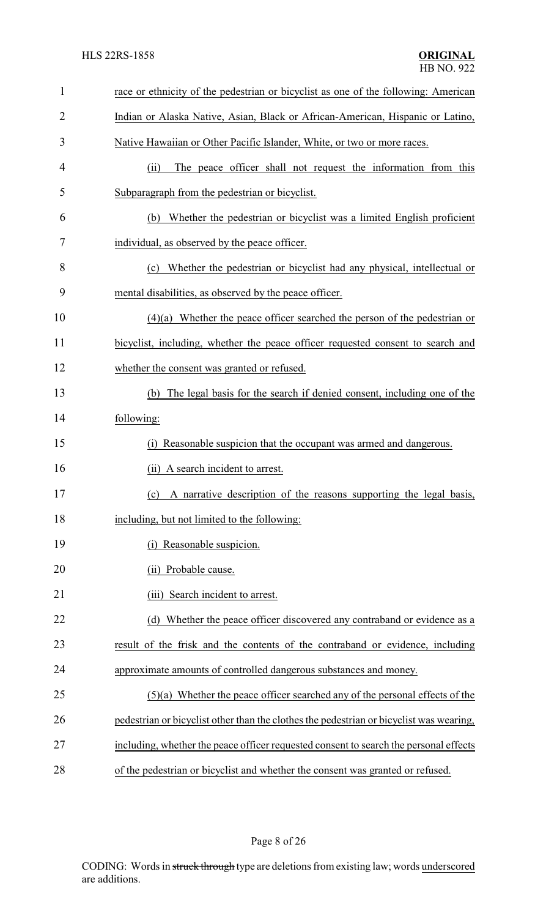race or ethnicity of the pedestrian or bicyclist as one of the following: American Indian or Alaska Native, Asian, Black or African-American, Hispanic or Latino, Native Hawaiian or Other Pacific Islander, White, or two or more races.

(ii) The peace officer shall not request the information from this Subparagraph from the pedestrian or bicyclist.

(b) Whether the pedestrian or bicyclist was a limited English proficient individual, as observed by the peace officer.

(c) Whether the pedestrian or bicyclist had any physical, intellectual or mental disabilities, as observed by the peace officer.

(4)(a) Whether the peace officer searched the person of the pedestrian or bicyclist, including, whether the peace officer requested consent to search and whether the consent was granted or refused.

(b) The legal basis for the search if denied consent, including one of the following:

(i) Reasonable suspicion that the occupant was armed and dangerous.

(ii) A search incident to arrest.

(c) A narrative description of the reasons supporting the legal basis, including, but not limited to the following:

(i) Reasonable suspicion.

(ii) Probable cause.

(iii) Search incident to arrest.

(d) Whether the peace officer discovered any contraband or evidence as a result of the frisk and the contents of the contraband or evidence, including approximate amounts of controlled dangerous substances and money.

(5)(a) Whether the peace officer searched any of the personal effects of the pedestrian or bicyclist other than the clothes the pedestrian or bicyclist was wearing, including, whether the peace officer requested consent to search the personal effects of the pedestrian or bicyclist and whether the consent was granted or refused.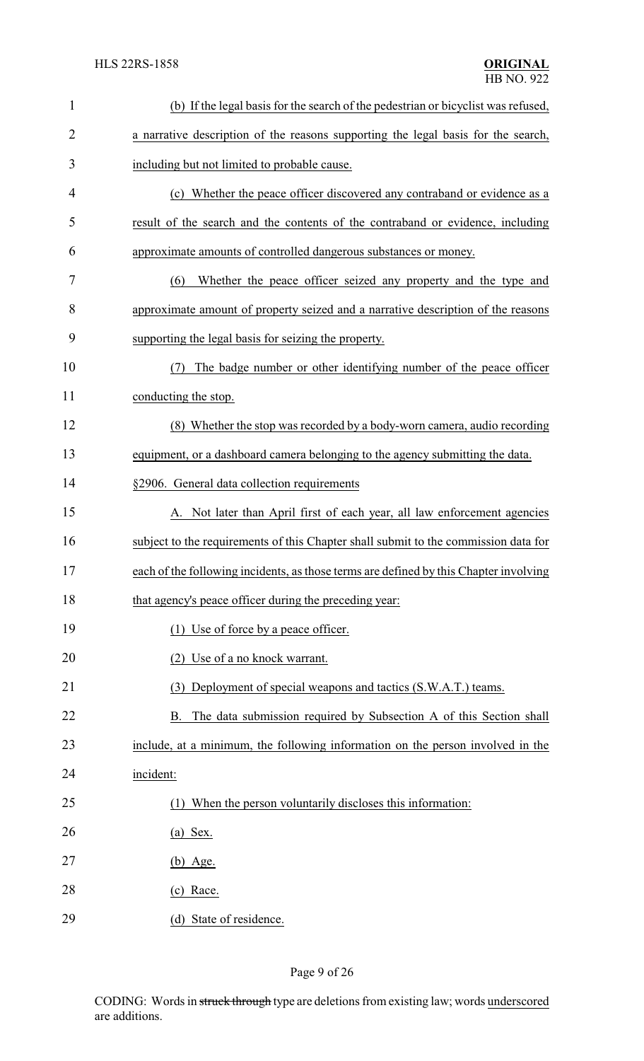(b) If the legal basis for the search of the pedestrian or bicyclist was refused, a narrative description of the reasons supporting the legal basis for the search, including but not limited to probable cause.

(c) Whether the peace officer discovered any contraband or evidence as a result of the search and the contents of the contraband or evidence, including approximate amounts of controlled dangerous substances or money.

(6) Whether the peace officer seized any property and the type and approximate amount of property seized and a narrative description of the reasons supporting the legal basis for seizing the property.

(7) The badge number or other identifying number of the peace officer conducting the stop.

(8) Whether the stop was recorded by a body-worn camera, audio recording equipment, or a dashboard camera belonging to the agency submitting the data.

§2906. General data collection requirements

A. Not later than April first of each year, all law enforcement agencies subject to the requirements of this Chapter shall submit to the commission data for each of the following incidents, as those terms are defined by this Chapter involving that agency's peace officer during the preceding year:

(1) Use of force by a peace officer.

(2) Use of a no knock warrant.

(3) Deployment of special weapons and tactics (S.W.A.T.) teams.

B. The data submission required by Subsection A of this Section shall include, at a minimum, the following information on the person involved in the incident:

(1) When the person voluntarily discloses this information:

(a) Sex.

(b) Age.

(c) Race.

(d) State of residence.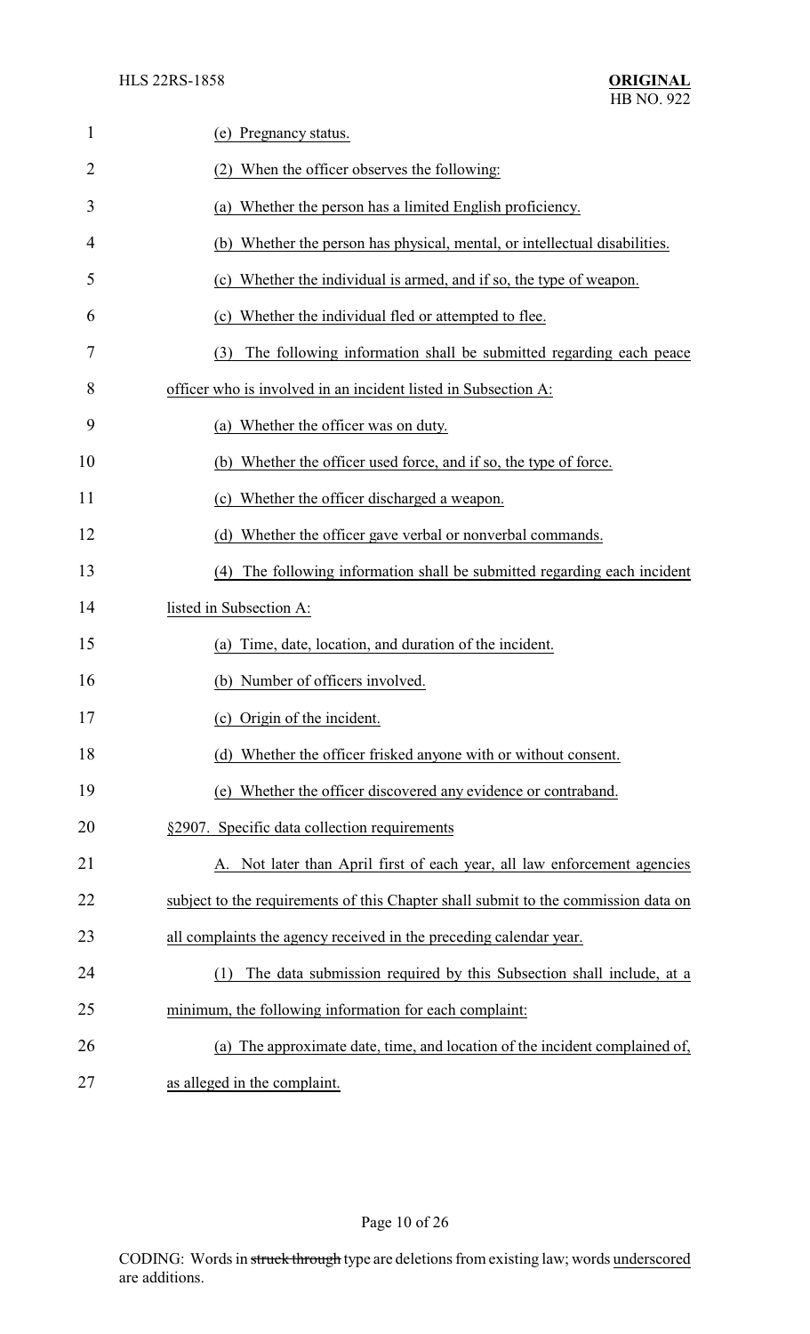(e) Pregnancy status.

(2) When the officer observes the following:

(a) Whether the person has a limited English proficiency.

(b) Whether the person has physical, mental, or intellectual disabilities.

(c) Whether the individual is armed, and if so, the type of weapon.

(c) Whether the individual fled or attempted to flee.

(3) The following information shall be submitted regarding each peace officer who is involved in an incident listed in Subsection A:

(a) Whether the officer was on duty.

(b) Whether the officer used force, and if so, the type of force.

(c) Whether the officer discharged a weapon.

(d) Whether the officer gave verbal or nonverbal commands.

(4) The following information shall be submitted regarding each incident listed in Subsection A:

(a) Time, date, location, and duration of the incident.

(b) Number of officers involved.

(c) Origin of the incident.

(d) Whether the officer frisked anyone with or without consent.

(e) Whether the officer discovered any evidence or contraband.

§2907. Specific data collection requirements

A. Not later than April first of each year, all law enforcement agencies subject to the requirements of this Chapter shall submit to the commission data on all complaints the agency received in the preceding calendar year.

(1) The data submission required by this Subsection shall include, at a minimum, the following information for each complaint:

(a) The approximate date, time, and location of the incident complained of, as alleged in the complaint.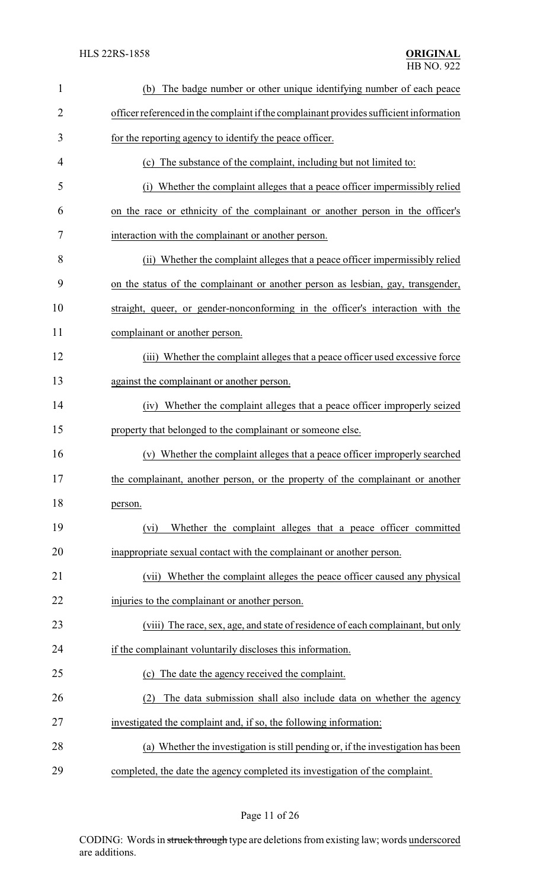(b) The badge number or other unique identifying number of each peace officer referenced in the complaint if the complainant provides sufficient information for the reporting agency to identify the peace officer.

(c) The substance of the complaint, including but not limited to:

(i) Whether the complaint alleges that a peace officer impermissibly relied on the race or ethnicity of the complainant or another person in the officer's interaction with the complainant or another person.

(ii) Whether the complaint alleges that a peace officer impermissibly relied on the status of the complainant or another person as lesbian, gay, transgender, straight, queer, or gender-nonconforming in the officer's interaction with the complainant or another person.

(iii) Whether the complaint alleges that a peace officer used excessive force against the complainant or another person.

(iv) Whether the complaint alleges that a peace officer improperly seized property that belonged to the complainant or someone else.

(v) Whether the complaint alleges that a peace officer improperly searched the complainant, another person, or the property of the complainant or another person.

(vi) Whether the complaint alleges that a peace officer committed inappropriate sexual contact with the complainant or another person.

(vii) Whether the complaint alleges the peace officer caused any physical injuries to the complainant or another person.

(viii) The race, sex, age, and state of residence of each complainant, but only if the complainant voluntarily discloses this information.

(c) The date the agency received the complaint.

(2) The data submission shall also include data on whether the agency investigated the complaint and, if so, the following information:

(a) Whether the investigation is still pending or, if the investigation has been completed, the date the agency completed its investigation of the complaint.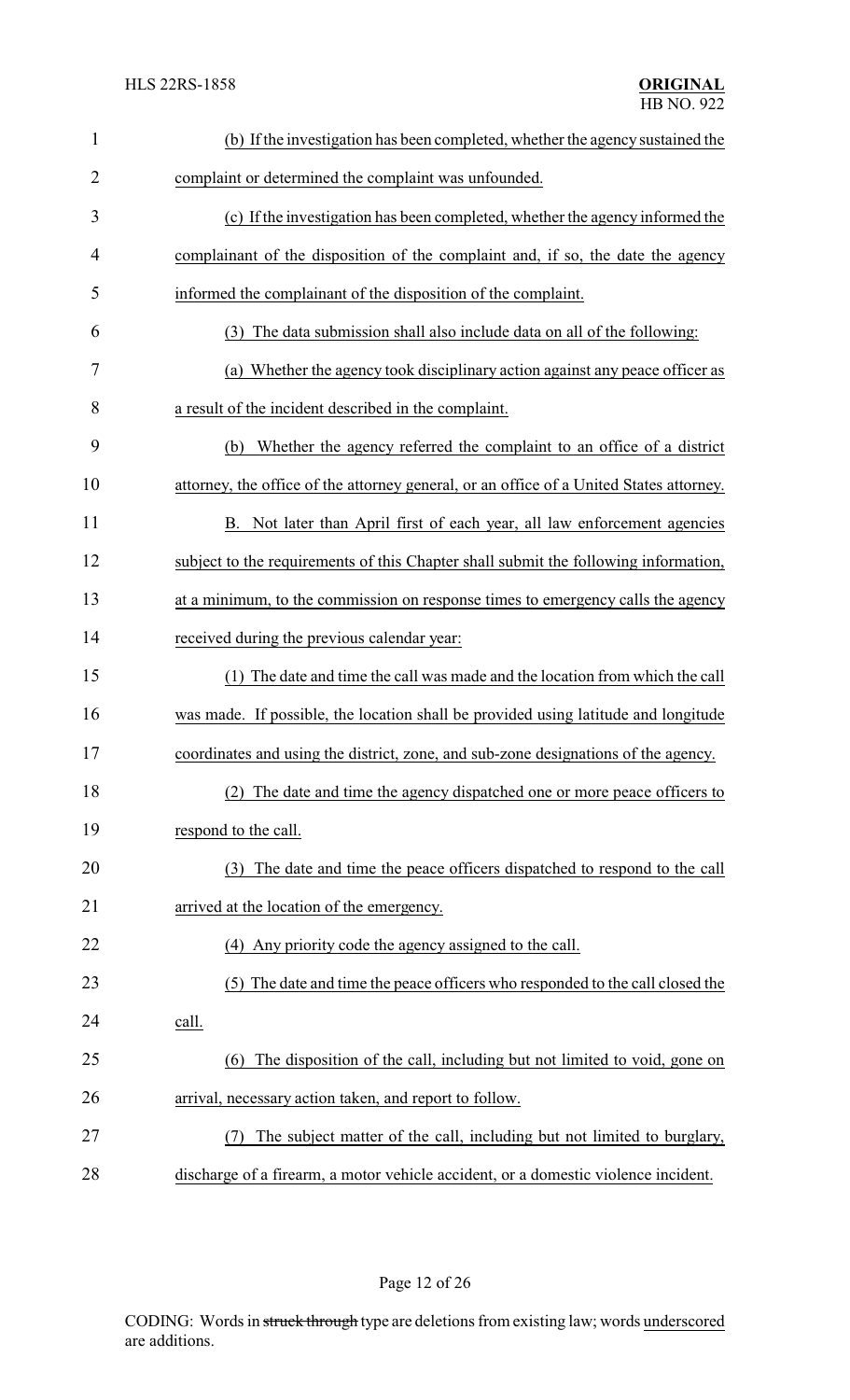(b) If the investigation has been completed, whether the agency sustained the complaint or determined the complaint was unfounded.

(c) If the investigation has been completed, whether the agency informed the complainant of the disposition of the complaint and, if so, the date the agency informed the complainant of the disposition of the complaint.

(3) The data submission shall also include data on all of the following:

(a) Whether the agency took disciplinary action against any peace officer as a result of the incident described in the complaint.

(b) Whether the agency referred the complaint to an office of a district attorney, the office of the attorney general, or an office of a United States attorney.

B. Not later than April first of each year, all law enforcement agencies subject to the requirements of this Chapter shall submit the following information, at a minimum, to the commission on response times to emergency calls the agency received during the previous calendar year:

(1) The date and time the call was made and the location from which the call was made. If possible, the location shall be provided using latitude and longitude coordinates and using the district, zone, and sub-zone designations of the agency.

(2) The date and time the agency dispatched one or more peace officers to respond to the call.

(3) The date and time the peace officers dispatched to respond to the call arrived at the location of the emergency.

(4) Any priority code the agency assigned to the call.

(5) The date and time the peace officers who responded to the call closed the call.

(6) The disposition of the call, including but not limited to void, gone on arrival, necessary action taken, and report to follow.

(7) The subject matter of the call, including but not limited to burglary, discharge of a firearm, a motor vehicle accident, or a domestic violence incident.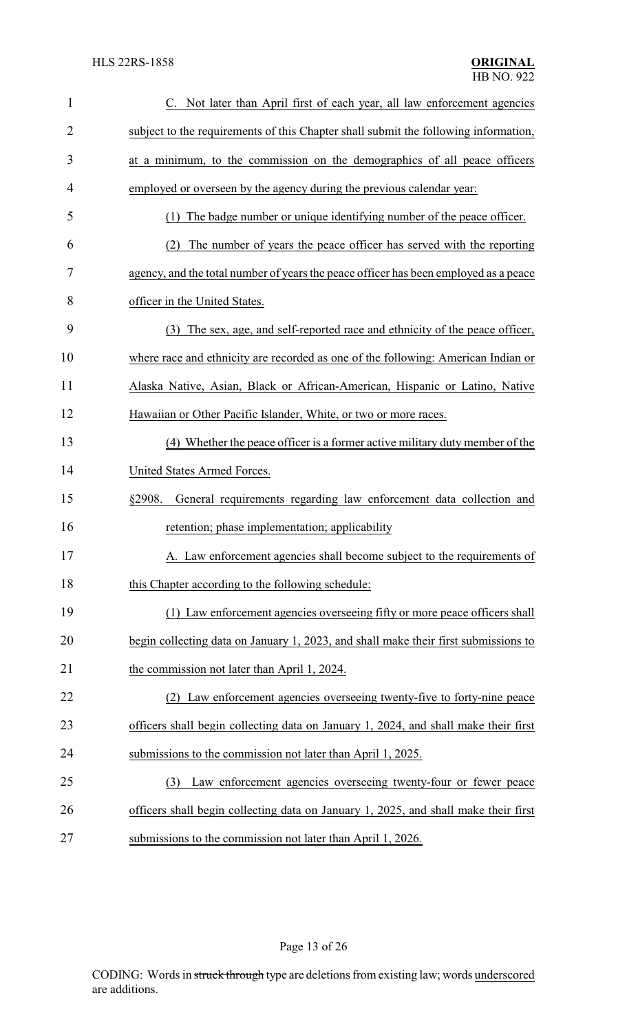C. Not later than April first of each year, all law enforcement agencies subject to the requirements of this Chapter shall submit the following information, at a minimum, to the commission on the demographics of all peace officers employed or overseen by the agency during the previous calendar year:

(1) The badge number or unique identifying number of the peace officer.

(2) The number of years the peace officer has served with the reporting agency, and the total number of years the peace officer has been employed as a peace officer in the United States.

(3) The sex, age, and self-reported race and ethnicity of the peace officer, where race and ethnicity are recorded as one of the following: American Indian or Alaska Native, Asian, Black or African-American, Hispanic or Latino, Native Hawaiian or Other Pacific Islander, White, or two or more races.

(4) Whether the peace officer is a former active military duty member of the United States Armed Forces.

§2908. General requirements regarding law enforcement data collection and retention; phase implementation; applicability

A. Law enforcement agencies shall become subject to the requirements of this Chapter according to the following schedule:

(1) Law enforcement agencies overseeing fifty or more peace officers shall begin collecting data on January 1, 2023, and shall make their first submissions to the commission not later than April 1, 2024.

(2) Law enforcement agencies overseeing twenty-five to forty-nine peace officers shall begin collecting data on January 1, 2024, and shall make their first submissions to the commission not later than April 1, 2025.

(3) Law enforcement agencies overseeing twenty-four or fewer peace officers shall begin collecting data on January 1, 2025, and shall make their first submissions to the commission not later than April 1, 2026.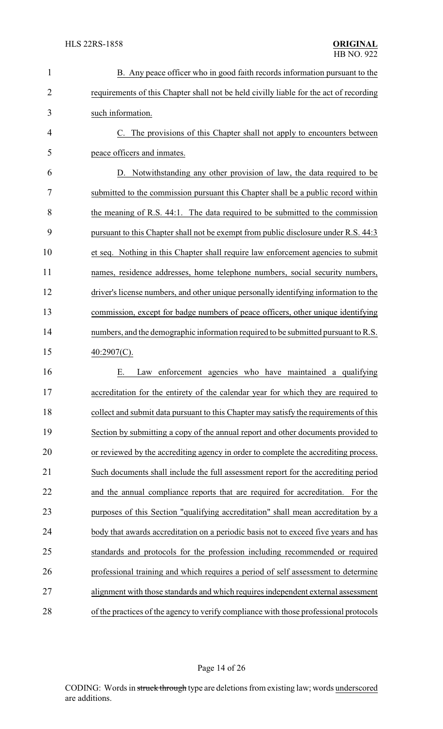B. Any peace officer who in good faith records information pursuant to the requirements of this Chapter shall not be held civilly liable for the act of recording such information.

C. The provisions of this Chapter shall not apply to encounters between peace officers and inmates.

D. Notwithstanding any other provision of law, the data required to be submitted to the commission pursuant this Chapter shall be a public record within the meaning of R.S. 44:1. The data required to be submitted to the commission pursuant to this Chapter shall not be exempt from public disclosure under R.S. 44:3 et seq. Nothing in this Chapter shall require law enforcement agencies to submit names, residence addresses, home telephone numbers, social security numbers, driver's license numbers, and other unique personally identifying information to the commission, except for badge numbers of peace officers, other unique identifying numbers, and the demographic information required to be submitted pursuant to R.S. 40:2907(C).

E. Law enforcement agencies who have maintained a qualifying accreditation for the entirety of the calendar year for which they are required to collect and submit data pursuant to this Chapter may satisfy the requirements of this Section by submitting a copy of the annual report and other documents provided to or reviewed by the accrediting agency in order to complete the accrediting process. Such documents shall include the full assessment report for the accrediting period and the annual compliance reports that are required for accreditation. For the purposes of this Section "qualifying accreditation" shall mean accreditation by a body that awards accreditation on a periodic basis not to exceed five years and has standards and protocols for the profession including recommended or required professional training and which requires a period of self assessment to determine alignment with those standards and which requires independent external assessment of the practices of the agency to verify compliance with those professional protocols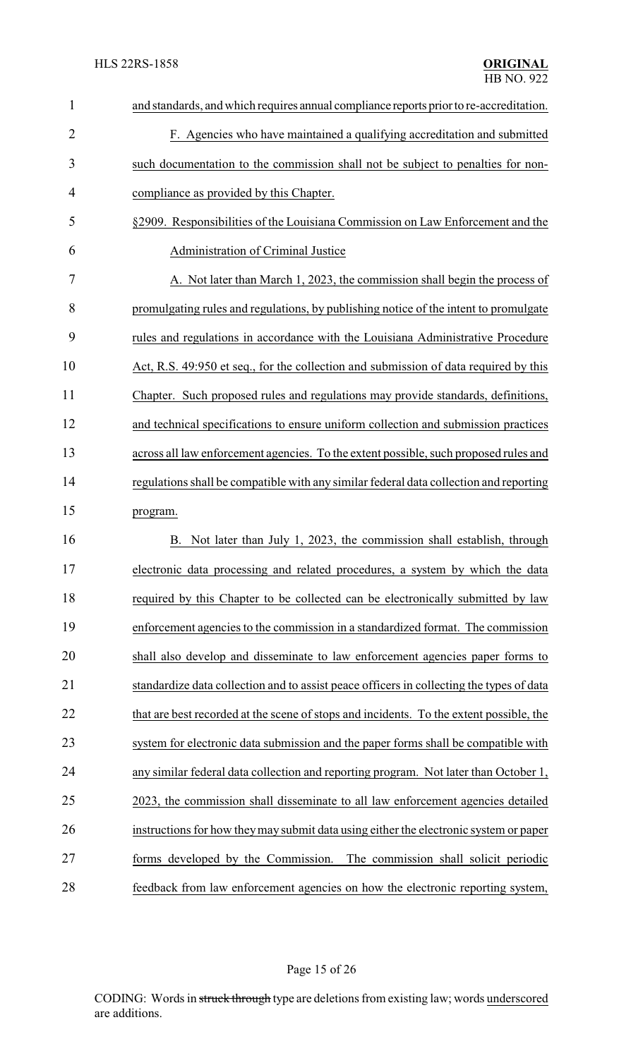and standards, and which requires annual compliance reports prior to re-accreditation.

F. Agencies who have maintained a qualifying accreditation and submitted such documentation to the commission shall not be subject to penalties for non-compliance as provided by this Chapter.

§2909. Responsibilities of the Louisiana Commission on Law Enforcement and the Administration of Criminal Justice

A. Not later than March 1, 2023, the commission shall begin the process of promulgating rules and regulations, by publishing notice of the intent to promulgate rules and regulations in accordance with the Louisiana Administrative Procedure Act, R.S. 49:950 et seq., for the collection and submission of data required by this Chapter. Such proposed rules and regulations may provide standards, definitions, and technical specifications to ensure uniform collection and submission practices across all law enforcement agencies. To the extent possible, such proposed rules and regulations shall be compatible with any similar federal data collection and reporting program.

B. Not later than July 1, 2023, the commission shall establish, through electronic data processing and related procedures, a system by which the data required by this Chapter to be collected can be electronically submitted by law enforcement agencies to the commission in a standardized format. The commission shall also develop and disseminate to law enforcement agencies paper forms to standardize data collection and to assist peace officers in collecting the types of data that are best recorded at the scene of stops and incidents. To the extent possible, the system for electronic data submission and the paper forms shall be compatible with any similar federal data collection and reporting program. Not later than October 1, 2023, the commission shall disseminate to all law enforcement agencies detailed instructions for how they may submit data using either the electronic system or paper forms developed by the Commission. The commission shall solicit periodic feedback from law enforcement agencies on how the electronic reporting system,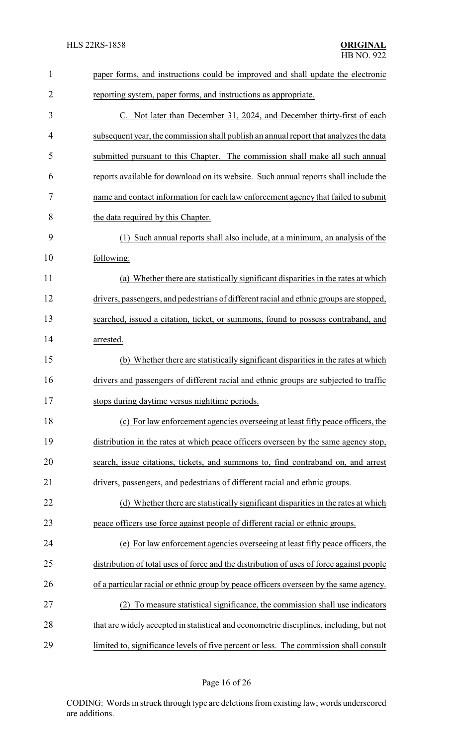paper forms, and instructions could be improved and shall update the electronic reporting system, paper forms, and instructions as appropriate.

C. Not later than December 31, 2024, and December thirty-first of each subsequent year, the commission shall publish an annual report that analyzes the data submitted pursuant to this Chapter. The commission shall make all such annual reports available for download on its website. Such annual reports shall include the name and contact information for each law enforcement agency that failed to submit the data required by this Chapter.

(1) Such annual reports shall also include, at a minimum, an analysis of the following:

(a) Whether there are statistically significant disparities in the rates at which drivers, passengers, and pedestrians of different racial and ethnic groups are stopped, searched, issued a citation, ticket, or summons, found to possess contraband, and arrested.

(b) Whether there are statistically significant disparities in the rates at which drivers and passengers of different racial and ethnic groups are subjected to traffic stops during daytime versus nighttime periods.

(c) For law enforcement agencies overseeing at least fifty peace officers, the distribution in the rates at which peace officers overseen by the same agency stop, search, issue citations, tickets, and summons to, find contraband on, and arrest drivers, passengers, and pedestrians of different racial and ethnic groups.

(d) Whether there are statistically significant disparities in the rates at which peace officers use force against people of different racial or ethnic groups.

(e) For law enforcement agencies overseeing at least fifty peace officers, the distribution of total uses of force and the distribution of uses of force against people of a particular racial or ethnic group by peace officers overseen by the same agency.

(2) To measure statistical significance, the commission shall use indicators that are widely accepted in statistical and econometric disciplines, including, but not limited to, significance levels of five percent or less. The commission shall consult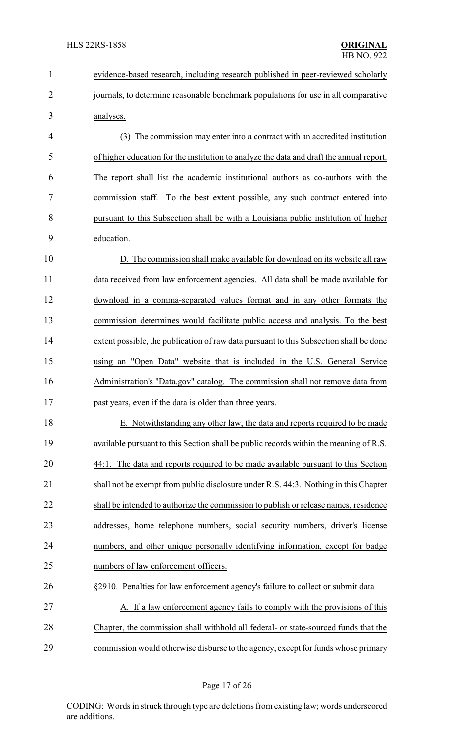evidence-based research, including research published in peer-reviewed scholarly journals, to determine reasonable benchmark populations for use in all comparative analyses.

(3) The commission may enter into a contract with an accredited institution of higher education for the institution to analyze the data and draft the annual report. The report shall list the academic institutional authors as co-authors with the commission staff. To the best extent possible, any such contract entered into pursuant to this Subsection shall be with a Louisiana public institution of higher education.

D. The commission shall make available for download on its website all raw data received from law enforcement agencies. All data shall be made available for download in a comma-separated values format and in any other formats the commission determines would facilitate public access and analysis. To the best extent possible, the publication of raw data pursuant to this Subsection shall be done using an "Open Data" website that is included in the U.S. General Service Administration's "Data.gov" catalog. The commission shall not remove data from past years, even if the data is older than three years.

E. Notwithstanding any other law, the data and reports required to be made available pursuant to this Section shall be public records within the meaning of R.S. 44:1. The data and reports required to be made available pursuant to this Section shall not be exempt from public disclosure under R.S. 44:3. Nothing in this Chapter shall be intended to authorize the commission to publish or release names, residence addresses, home telephone numbers, social security numbers, driver's license numbers, and other unique personally identifying information, except for badge numbers of law enforcement officers.

§2910. Penalties for law enforcement agency's failure to collect or submit data

A. If a law enforcement agency fails to comply with the provisions of this Chapter, the commission shall withhold all federal- or state-sourced funds that the commission would otherwise disburse to the agency, except for funds whose primary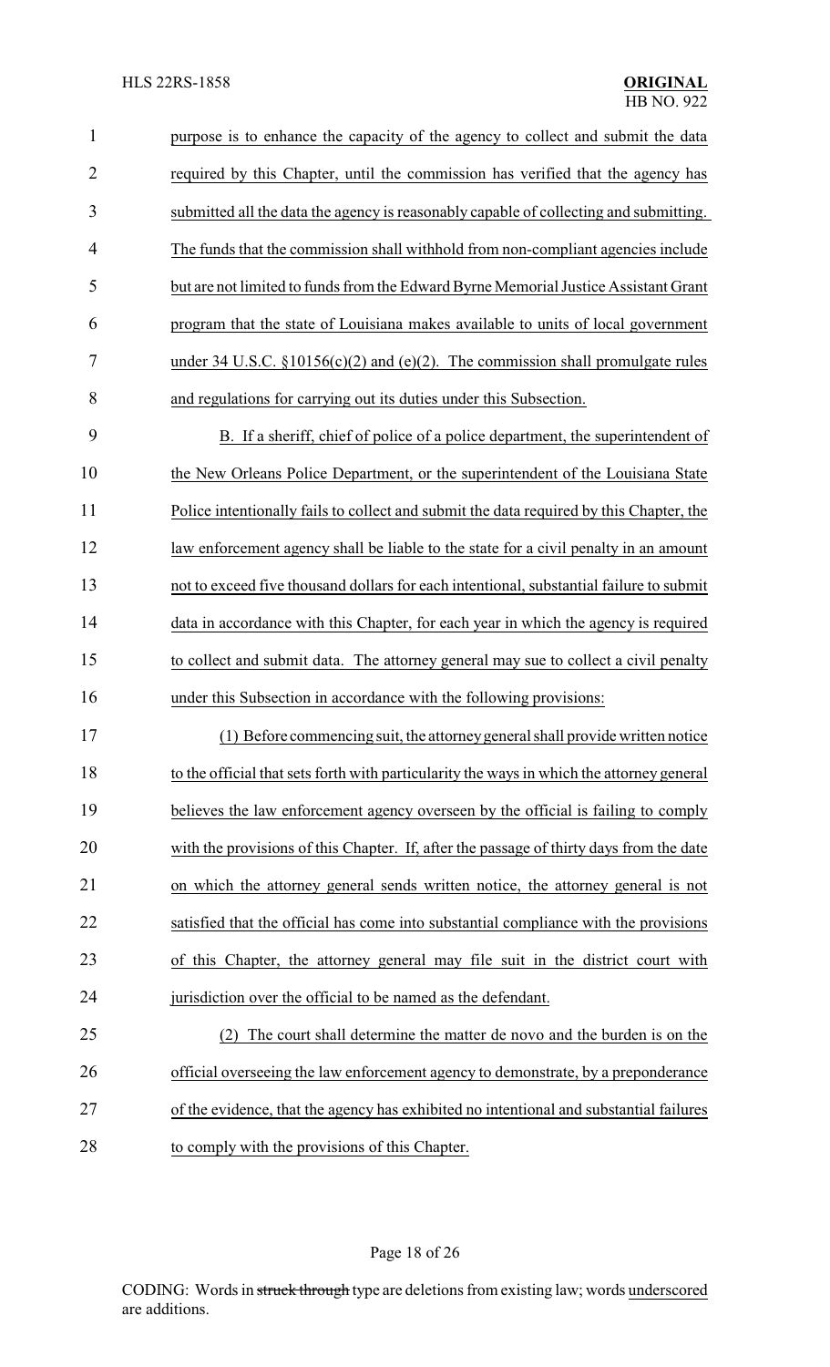purpose is to enhance the capacity of the agency to collect and submit the data required by this Chapter, until the commission has verified that the agency has submitted all the data the agency is reasonably capable of collecting and submitting. The funds that the commission shall withhold from non-compliant agencies include but are not limited to funds from the Edward Byrne Memorial Justice Assistant Grant program that the state of Louisiana makes available to units of local government under 34 U.S.C. §10156(c)(2) and (e)(2). The commission shall promulgate rules and regulations for carrying out its duties under this Subsection.

B. If a sheriff, chief of police of a police department, the superintendent of the New Orleans Police Department, or the superintendent of the Louisiana State Police intentionally fails to collect and submit the data required by this Chapter, the law enforcement agency shall be liable to the state for a civil penalty in an amount not to exceed five thousand dollars for each intentional, substantial failure to submit data in accordance with this Chapter, for each year in which the agency is required to collect and submit data. The attorney general may sue to collect a civil penalty under this Subsection in accordance with the following provisions:

(1) Before commencing suit, the attorney general shall provide written notice to the official that sets forth with particularity the ways in which the attorney general believes the law enforcement agency overseen by the official is failing to comply with the provisions of this Chapter. If, after the passage of thirty days from the date on which the attorney general sends written notice, the attorney general is not satisfied that the official has come into substantial compliance with the provisions of this Chapter, the attorney general may file suit in the district court with jurisdiction over the official to be named as the defendant.

(2) The court shall determine the matter de novo and the burden is on the official overseeing the law enforcement agency to demonstrate, by a preponderance of the evidence, that the agency has exhibited no intentional and substantial failures to comply with the provisions of this Chapter.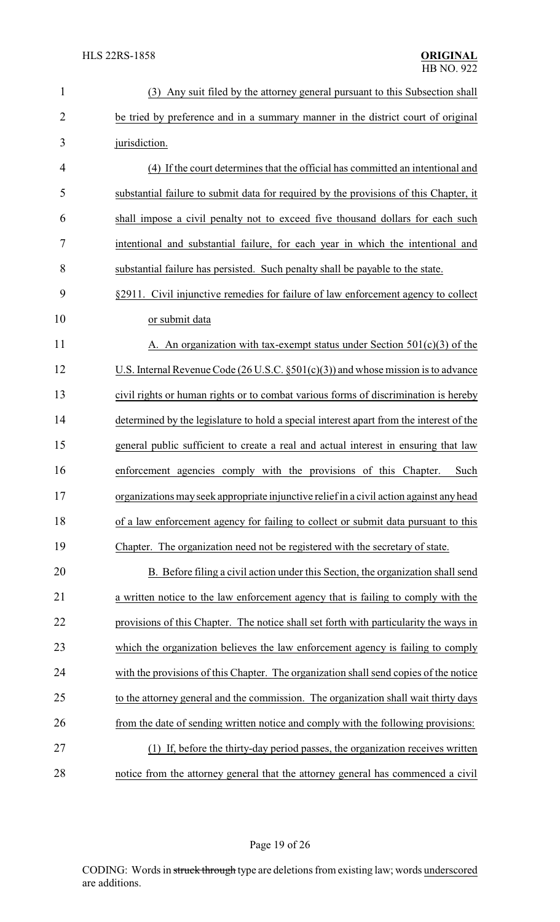(3) Any suit filed by the attorney general pursuant to this Subsection shall be tried by preference and in a summary manner in the district court of original jurisdiction.

(4) If the court determines that the official has committed an intentional and substantial failure to submit data for required by the provisions of this Chapter, it shall impose a civil penalty not to exceed five thousand dollars for each such intentional and substantial failure, for each year in which the intentional and substantial failure has persisted. Such penalty shall be payable to the state.

§2911. Civil injunctive remedies for failure of law enforcement agency to collect or submit data

A. An organization with tax-exempt status under Section 501(c)(3) of the U.S. Internal Revenue Code (26 U.S.C. §501(c)(3)) and whose mission is to advance civil rights or human rights or to combat various forms of discrimination is hereby determined by the legislature to hold a special interest apart from the interest of the general public sufficient to create a real and actual interest in ensuring that law enforcement agencies comply with the provisions of this Chapter. Such organizations may seek appropriate injunctive relief in a civil action against any head of a law enforcement agency for failing to collect or submit data pursuant to this Chapter. The organization need not be registered with the secretary of state.

B. Before filing a civil action under this Section, the organization shall send a written notice to the law enforcement agency that is failing to comply with the provisions of this Chapter. The notice shall set forth with particularity the ways in which the organization believes the law enforcement agency is failing to comply with the provisions of this Chapter. The organization shall send copies of the notice to the attorney general and the commission. The organization shall wait thirty days from the date of sending written notice and comply with the following provisions:

(1) If, before the thirty-day period passes, the organization receives written notice from the attorney general that the attorney general has commenced a civil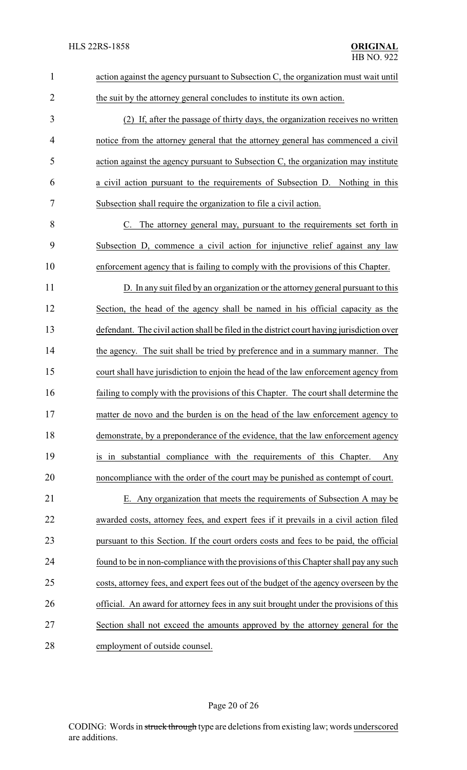action against the agency pursuant to Subsection C, the organization must wait until the suit by the attorney general concludes to institute its own action.

(2) If, after the passage of thirty days, the organization receives no written notice from the attorney general that the attorney general has commenced a civil action against the agency pursuant to Subsection C, the organization may institute a civil action pursuant to the requirements of Subsection D. Nothing in this Subsection shall require the organization to file a civil action.

C. The attorney general may, pursuant to the requirements set forth in Subsection D, commence a civil action for injunctive relief against any law enforcement agency that is failing to comply with the provisions of this Chapter.

D. In any suit filed by an organization or the attorney general pursuant to this Section, the head of the agency shall be named in his official capacity as the defendant. The civil action shall be filed in the district court having jurisdiction over the agency. The suit shall be tried by preference and in a summary manner. The court shall have jurisdiction to enjoin the head of the law enforcement agency from failing to comply with the provisions of this Chapter. The court shall determine the matter de novo and the burden is on the head of the law enforcement agency to demonstrate, by a preponderance of the evidence, that the law enforcement agency is in substantial compliance with the requirements of this Chapter. Any noncompliance with the order of the court may be punished as contempt of court.

E. Any organization that meets the requirements of Subsection A may be awarded costs, attorney fees, and expert fees if it prevails in a civil action filed pursuant to this Section. If the court orders costs and fees to be paid, the official found to be in non-compliance with the provisions of this Chapter shall pay any such costs, attorney fees, and expert fees out of the budget of the agency overseen by the official. An award for attorney fees in any suit brought under the provisions of this Section shall not exceed the amounts approved by the attorney general for the employment of outside counsel.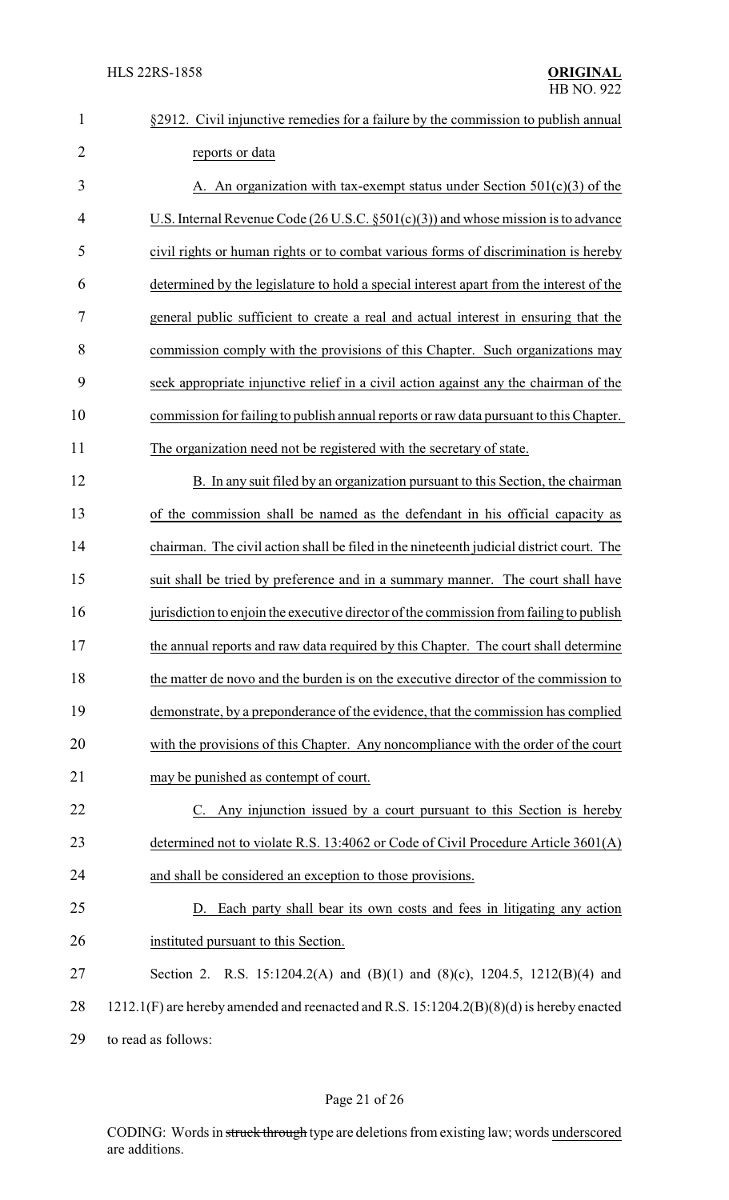§2912. Civil injunctive remedies for a failure by the commission to publish annual reports or data

A. An organization with tax-exempt status under Section 501(c)(3) of the U.S. Internal Revenue Code (26 U.S.C. §501(c)(3)) and whose mission is to advance civil rights or human rights or to combat various forms of discrimination is hereby determined by the legislature to hold a special interest apart from the interest of the general public sufficient to create a real and actual interest in ensuring that the commission comply with the provisions of this Chapter. Such organizations may seek appropriate injunctive relief in a civil action against any the chairman of the commission for failing to publish annual reports or raw data pursuant to this Chapter. The organization need not be registered with the secretary of state.

B. In any suit filed by an organization pursuant to this Section, the chairman of the commission shall be named as the defendant in his official capacity as chairman. The civil action shall be filed in the nineteenth judicial district court. The suit shall be tried by preference and in a summary manner. The court shall have jurisdiction to enjoin the executive director of the commission from failing to publish the annual reports and raw data required by this Chapter. The court shall determine the matter de novo and the burden is on the executive director of the commission to demonstrate, by a preponderance of the evidence, that the commission has complied with the provisions of this Chapter. Any noncompliance with the order of the court may be punished as contempt of court.

C. Any injunction issued by a court pursuant to this Section is hereby determined not to violate R.S. 13:4062 or Code of Civil Procedure Article 3601(A) and shall be considered an exception to those provisions.

D. Each party shall bear its own costs and fees in litigating any action instituted pursuant to this Section.

Section 2. R.S. 15:1204.2(A) and (B)(1) and (8)(c), 1204.5, 1212(B)(4) and 1212.1(F) are hereby amended and reenacted and R.S. 15:1204.2(B)(8)(d) is hereby enacted to read as follows: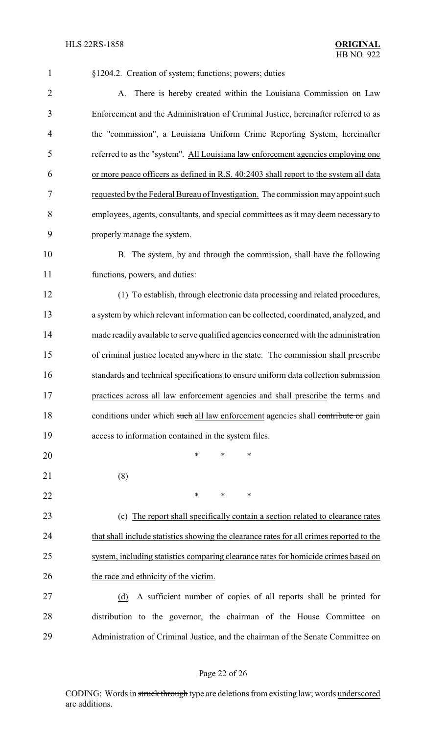§1204.2. Creation of system; functions; powers; duties

A. There is hereby created within the Louisiana Commission on Law Enforcement and the Administration of Criminal Justice, hereinafter referred to as the "commission", a Louisiana Uniform Crime Reporting System, hereinafter referred to as the "system". All Louisiana law enforcement agencies employing one or more peace officers as defined in R.S. 40:2403 shall report to the system all data requested by the Federal Bureau of Investigation. The commission may appoint such employees, agents, consultants, and special committees as it may deem necessary to properly manage the system.

B. The system, by and through the commission, shall have the following functions, powers, and duties:

(1) To establish, through electronic data processing and related procedures, a system by which relevant information can be collected, coordinated, analyzed, and made readily available to serve qualified agencies concerned with the administration of criminal justice located anywhere in the state. The commission shall prescribe standards and technical specifications to ensure uniform data collection submission practices across all law enforcement agencies and shall prescribe the terms and conditions under which ~~such~~ all law enforcement agencies shall ~~contribute or~~ gain access to information contained in the system files.

\* \* \*

(8)

\* \* \*

(c) The report shall specifically contain a section related to clearance rates that shall include statistics showing the clearance rates for all crimes reported to the system, including statistics comparing clearance rates for homicide crimes based on the race and ethnicity of the victim.

(d) A sufficient number of copies of all reports shall be printed for distribution to the governor, the chairman of the House Committee on Administration of Criminal Justice, and the chairman of the Senate Committee on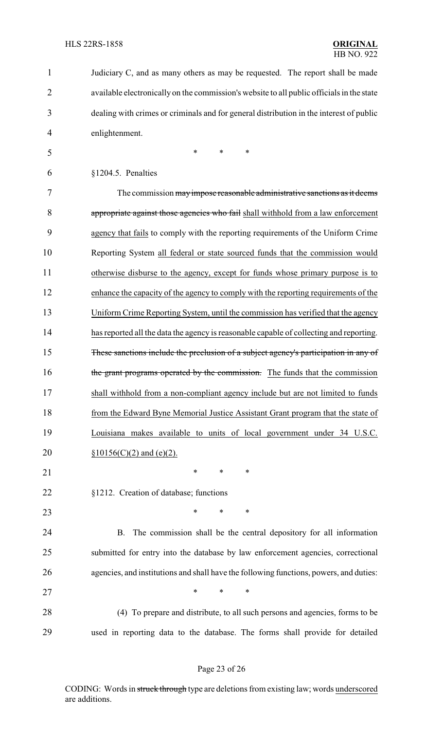Judiciary C, and as many others as may be requested. The report shall be made available electronically on the commission's website to all public officials in the state dealing with crimes or criminals and for general distribution in the interest of public enlightenment.

\* \* \*

§1204.5. Penalties

The commission ~~may impose reasonable administrative sanctions as it deems appropriate against those agencies who fail~~ shall withhold from a law enforcement agency that fails to comply with the reporting requirements of the Uniform Crime Reporting System all federal or state sourced funds that the commission would otherwise disburse to the agency, except for funds whose primary purpose is to enhance the capacity of the agency to comply with the reporting requirements of the Uniform Crime Reporting System, until the commission has verified that the agency has reported all the data the agency is reasonable capable of collecting and reporting. ~~These sanctions include the preclusion of a subject agency's participation in any of the grant programs operated by the commission.~~ The funds that the commission shall withhold from a non-compliant agency include but are not limited to funds from the Edward Byne Memorial Justice Assistant Grant program that the state of Louisiana makes available to units of local government under 34 U.S.C. §10156(C)(2) and (e)(2).

\* \* \*

§1212. Creation of database; functions

\* \* \*

B. The commission shall be the central depository for all information submitted for entry into the database by law enforcement agencies, correctional agencies, and institutions and shall have the following functions, powers, and duties:

\* \* \*

(4) To prepare and distribute, to all such persons and agencies, forms to be used in reporting data to the database. The forms shall provide for detailed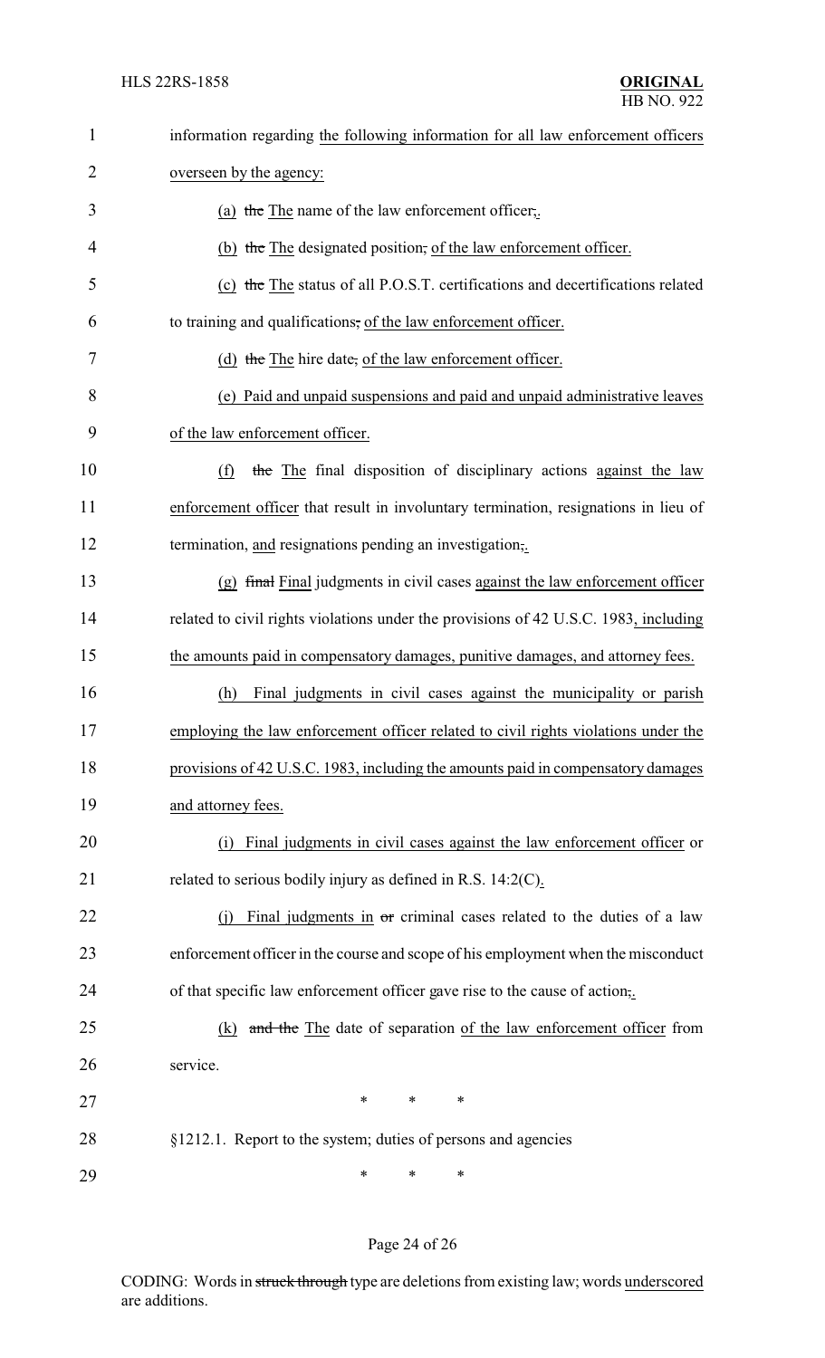information regarding the following information for all law enforcement officers overseen by the agency:

(a) ~~the~~ The name of the law enforcement officer~~,~~.

(b) ~~the~~ The designated position~~,~~ of the law enforcement officer.

(c) ~~the~~ The status of all P.O.S.T. certifications and decertifications related to training and qualifications~~,~~ of the law enforcement officer.

(d) ~~the~~ The hire date~~,~~ of the law enforcement officer.

(e) Paid and unpaid suspensions and paid and unpaid administrative leaves of the law enforcement officer.

(f) ~~the~~ The final disposition of disciplinary actions against the law enforcement officer that result in involuntary termination, resignations in lieu of termination, and resignations pending an investigation~~,~~.

(g) ~~final~~ Final judgments in civil cases against the law enforcement officer related to civil rights violations under the provisions of 42 U.S.C. 1983, including the amounts paid in compensatory damages, punitive damages, and attorney fees.

(h) Final judgments in civil cases against the municipality or parish employing the law enforcement officer related to civil rights violations under the provisions of 42 U.S.C. 1983, including the amounts paid in compensatory damages and attorney fees.

(i) Final judgments in civil cases against the law enforcement officer or related to serious bodily injury as defined in R.S. 14:2(C).

(j) Final judgments in ~~or~~ criminal cases related to the duties of a law enforcement officer in the course and scope of his employment when the misconduct of that specific law enforcement officer gave rise to the cause of action~~,~~.

(k) ~~and the~~ The date of separation of the law enforcement officer from service.

\* \* \*

§1212.1. Report to the system; duties of persons and agencies

\* \* \*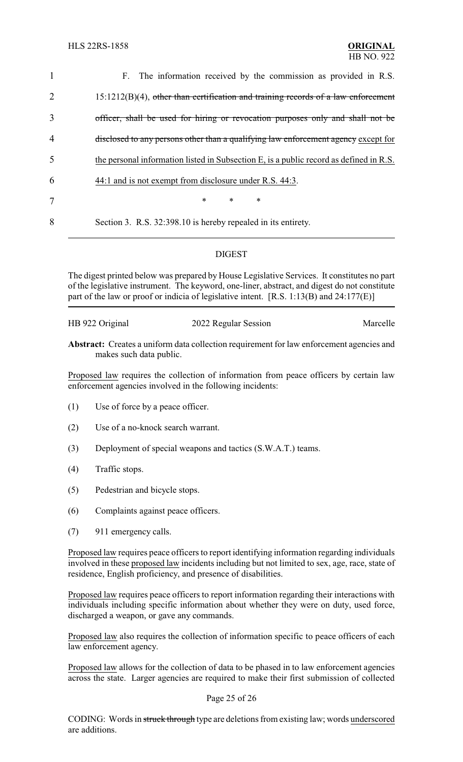F. The information received by the commission as provided in R.S. 15:1212(B)(4), ~~other than certification and training records of a law enforcement officer, shall be used for hiring or revocation purposes only and shall not be disclosed to any persons other than a qualifying law enforcement agency~~ except for the personal information listed in Subsection E, is a public record as defined in R.S. 44:1 and is not exempt from disclosure under R.S. 44:3.

\* \* \*

Section 3. R.S. 32:398.10 is hereby repealed in its entirety.

## DIGEST

The digest printed below was prepared by House Legislative Services. It constitutes no part of the legislative instrument. The keyword, one-liner, abstract, and digest do not constitute part of the law or proof or indicia of legislative intent. [R.S. 1:13(B) and 24:177(E)]

HB 922 Original — 2022 Regular Session — Marcelle

**Abstract:** Creates a uniform data collection requirement for law enforcement agencies and makes such data public.

Proposed law requires the collection of information from peace officers by certain law enforcement agencies involved in the following incidents:

(1) Use of force by a peace officer.

(2) Use of a no-knock search warrant.

(3) Deployment of special weapons and tactics (S.W.A.T.) teams.

(4) Traffic stops.

(5) Pedestrian and bicycle stops.

(6) Complaints against peace officers.

(7) 911 emergency calls.

Proposed law requires peace officers to report identifying information regarding individuals involved in these proposed law incidents including but not limited to sex, age, race, state of residence, English proficiency, and presence of disabilities.

Proposed law requires peace officers to report information regarding their interactions with individuals including specific information about whether they were on duty, used force, discharged a weapon, or gave any commands.

Proposed law also requires the collection of information specific to peace officers of each law enforcement agency.

Proposed law allows for the collection of data to be phased in to law enforcement agencies across the state. Larger agencies are required to make their first submission of collected

CODING: Words in ~~struck through~~ type are deletions from existing law; words underscored are additions.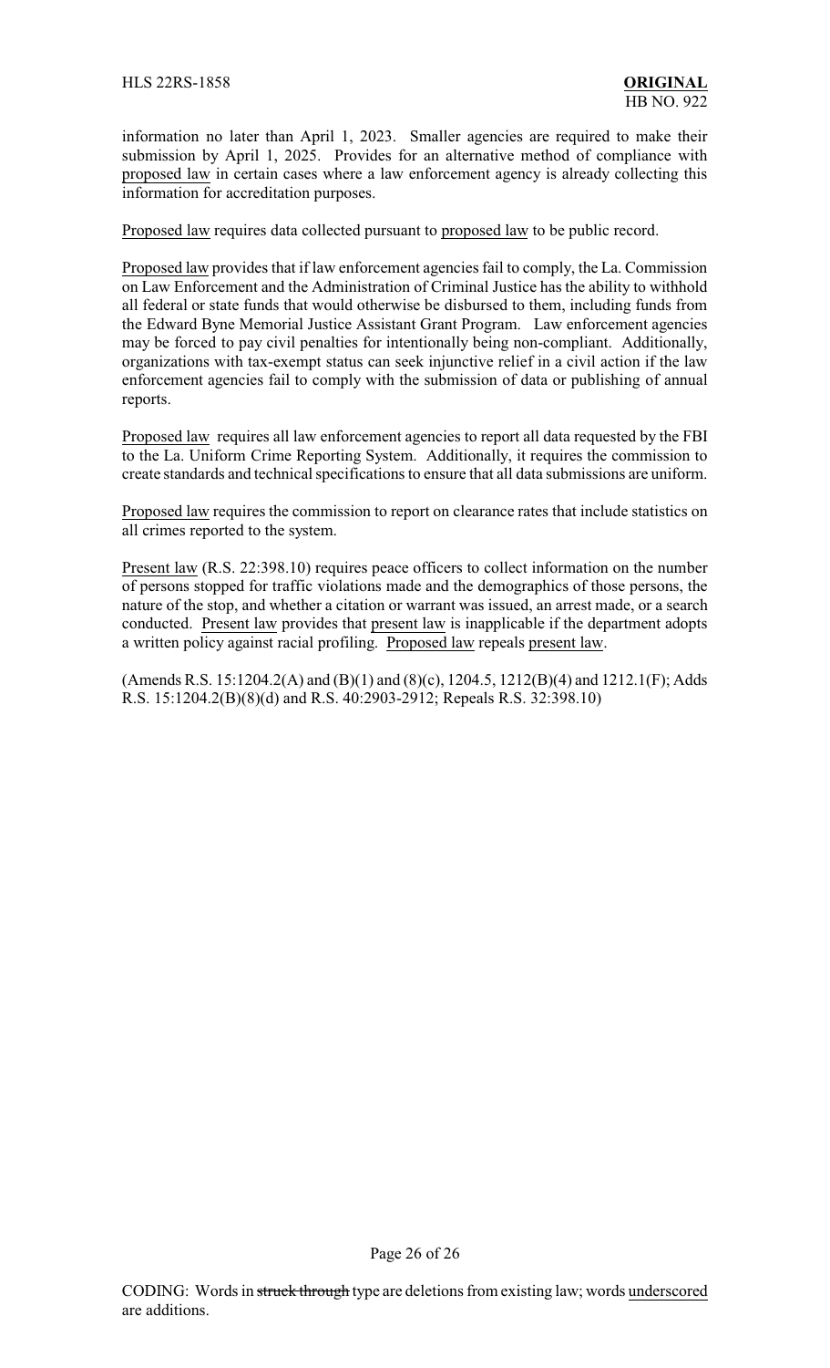information no later than April 1, 2023. Smaller agencies are required to make their submission by April 1, 2025. Provides for an alternative method of compliance with proposed law in certain cases where a law enforcement agency is already collecting this information for accreditation purposes.

Proposed law requires data collected pursuant to proposed law to be public record.

Proposed law provides that if law enforcement agencies fail to comply, the La. Commission on Law Enforcement and the Administration of Criminal Justice has the ability to withhold all federal or state funds that would otherwise be disbursed to them, including funds from the Edward Byne Memorial Justice Assistant Grant Program. Law enforcement agencies may be forced to pay civil penalties for intentionally being non-compliant. Additionally, organizations with tax-exempt status can seek injunctive relief in a civil action if the law enforcement agencies fail to comply with the submission of data or publishing of annual reports.

Proposed law requires all law enforcement agencies to report all data requested by the FBI to the La. Uniform Crime Reporting System. Additionally, it requires the commission to create standards and technical specifications to ensure that all data submissions are uniform.

Proposed law requires the commission to report on clearance rates that include statistics on all crimes reported to the system.

Present law (R.S. 22:398.10) requires peace officers to collect information on the number of persons stopped for traffic violations made and the demographics of those persons, the nature of the stop, and whether a citation or warrant was issued, an arrest made, or a search conducted. Present law provides that present law is inapplicable if the department adopts a written policy against racial profiling. Proposed law repeals present law.

(Amends R.S. 15:1204.2(A) and (B)(1) and (8)(c), 1204.5, 1212(B)(4) and 1212.1(F); Adds R.S. 15:1204.2(B)(8)(d) and R.S. 40:2903-2912; Repeals R.S. 32:398.10)

CODING: Words in ~~struck through~~ type are deletions from existing law; words underscored are additions.